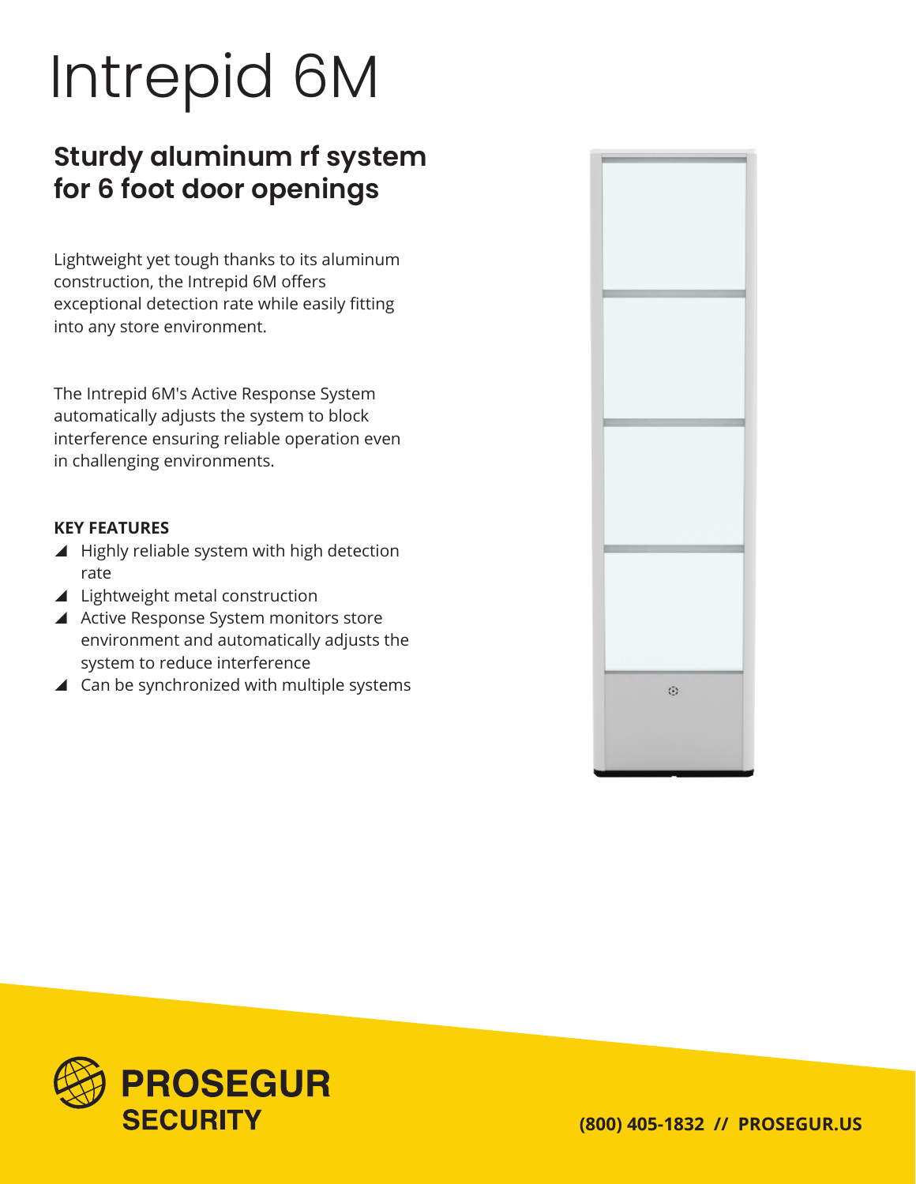# Intrepid 6M

## Sturdy aluminum rf system for 6 foot door openings

Lightweight yet tough thanks to its aluminum construction, the Intrepid 6M offers exceptional detection rate while easily fitting into any store environment.

The Intrepid 6M's Active Response System automatically adjusts the system to block interference ensuring reliable operation even in challenging environments.

**KEY FEATURES**

- Highly reliable system with high detection rate
- Lightweight metal construction
- Active Response System monitors store environment and automatically adjusts the system to reduce interference
- Can be synchronized with multiple systems

**PROSEGUR SECURITY**

**(800) 405-1832 // PROSEGUR.US**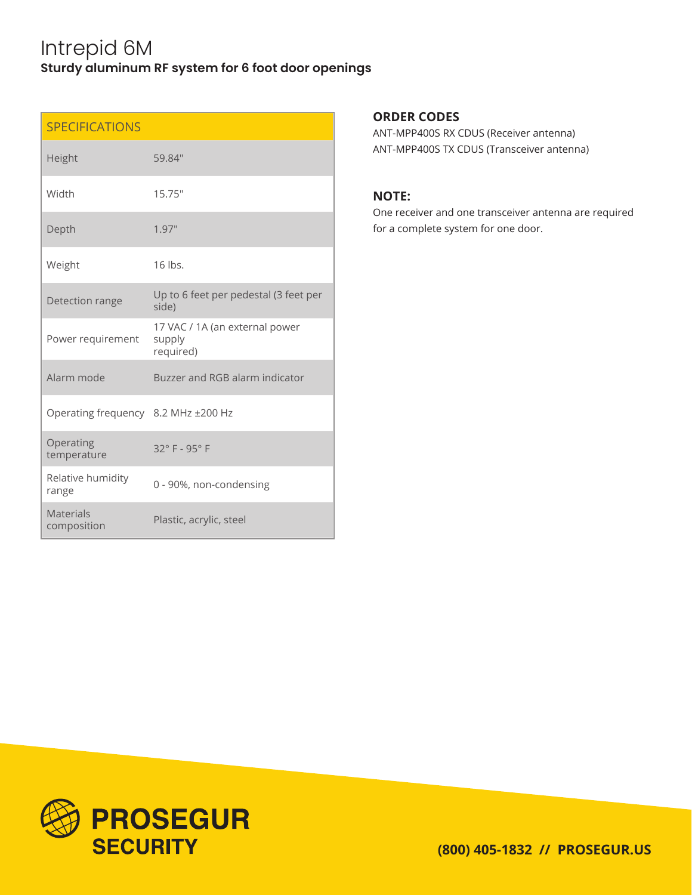# Intrepid 6M

**Sturdy aluminum RF system for 6 foot door openings**

| SPECIFICATIONS | |
|---|---|
| Height | 59.84" |
| Width | 15.75" |
| Depth | 1.97" |
| Weight | 16 lbs. |
| Detection range | Up to 6 feet per pedestal (3 feet per side) |
| Power requirement | 17 VAC / 1A (an external power supply required) |
| Alarm mode | Buzzer and RGB alarm indicator |
| Operating frequency | 8.2 MHz ±200 Hz |
| Operating temperature | 32° F - 95° F |
| Relative humidity range | 0 - 90%, non-condensing |
| Materials composition | Plastic, acrylic, steel |

**ORDER CODES**

ANT-MPP400S RX CDUS (Receiver antenna)
ANT-MPP400S TX CDUS (Transceiver antenna)

**NOTE:**

One receiver and one transceiver antenna are required for a complete system for one door.

**PROSEGUR SECURITY**

**(800) 405-1832 // PROSEGUR.US**